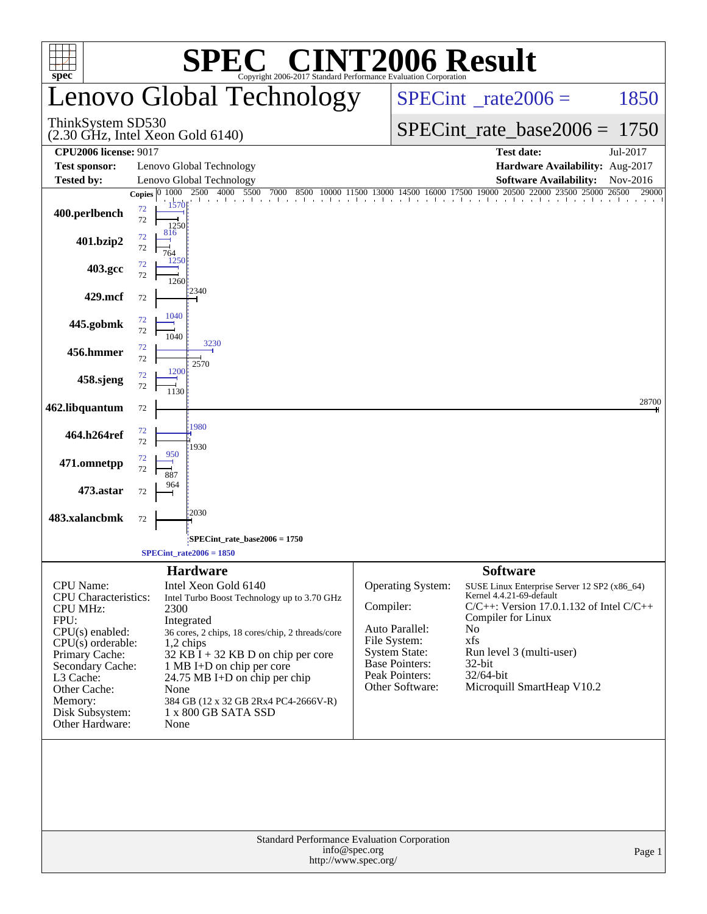# SPEC® CINT2006 Result

Copyright 2006-2017 Standard Performance Evaluation Corporation

## Lenovo Global Technology

ThinkSystem SD530
(2.30 GHz, Intel Xeon Gold 6140)

SPECint_rate2006 = 1850

SPECint_rate_base2006 = 1750

| | | | |
|---|---|---|---|
| **CPU2006 license:** 9017 | | **Test date:** | Jul-2017 |
| **Test sponsor:** | Lenovo Global Technology | **Hardware Availability:** | Aug-2017 |
| **Tested by:** | Lenovo Global Technology | **Software Availability:** | Nov-2016 |

| Benchmark | Copies (peak) | Copies (base) | Peak | Base |
|---|---|---|---|---|
| 400.perlbench | 72 | 72 | 1570 | 1250 |
| 401.bzip2 | 72 | 72 | 816 | 764 |
| 403.gcc | 72 | 72 | 1250 | 1260 |
| 429.mcf | | 72 | | 2340 |
| 445.gobmk | 72 | 72 | 1040 | 1040 |
| 456.hmmer | 72 | 72 | 3230 | 2570 |
| 458.sjeng | 72 | 72 | 1200 | 1130 |
| 462.libquantum | | 72 | | 28700 |
| 464.h264ref | 72 | 72 | 1980 | 1930 |
| 471.omnetpp | 72 | 72 | 950 | 887 |
| 473.astar | | 72 | | 964 |
| 483.xalancbmk | | 72 | | 2030 |

SPECint_rate_base2006 = 1750

SPECint_rate2006 = 1850

### Hardware

| | |
|---|---|
| CPU Name: | Intel Xeon Gold 6140 |
| CPU Characteristics: | Intel Turbo Boost Technology up to 3.70 GHz |
| CPU MHz: | 2300 |
| FPU: | Integrated |
| CPU(s) enabled: | 36 cores, 2 chips, 18 cores/chip, 2 threads/core |
| CPU(s) orderable: | 1,2 chips |
| Primary Cache: | 32 KB I + 32 KB D on chip per core |
| Secondary Cache: | 1 MB I+D on chip per core |
| L3 Cache: | 24.75 MB I+D on chip per chip |
| Other Cache: | None |
| Memory: | 384 GB (12 x 32 GB 2Rx4 PC4-2666V-R) |
| Disk Subsystem: | 1 x 800 GB SATA SSD |
| Other Hardware: | None |

### Software

| | |
|---|---|
| Operating System: | SUSE Linux Enterprise Server 12 SP2 (x86_64) Kernel 4.4.21-69-default |
| Compiler: | C/C++: Version 17.0.1.132 of Intel C/C++ Compiler for Linux |
| Auto Parallel: | No |
| File System: | xfs |
| System State: | Run level 3 (multi-user) |
| Base Pointers: | 32-bit |
| Peak Pointers: | 32/64-bit |
| Other Software: | Microquill SmartHeap V10.2 |

Standard Performance Evaluation Corporation
info@spec.org
http://www.spec.org/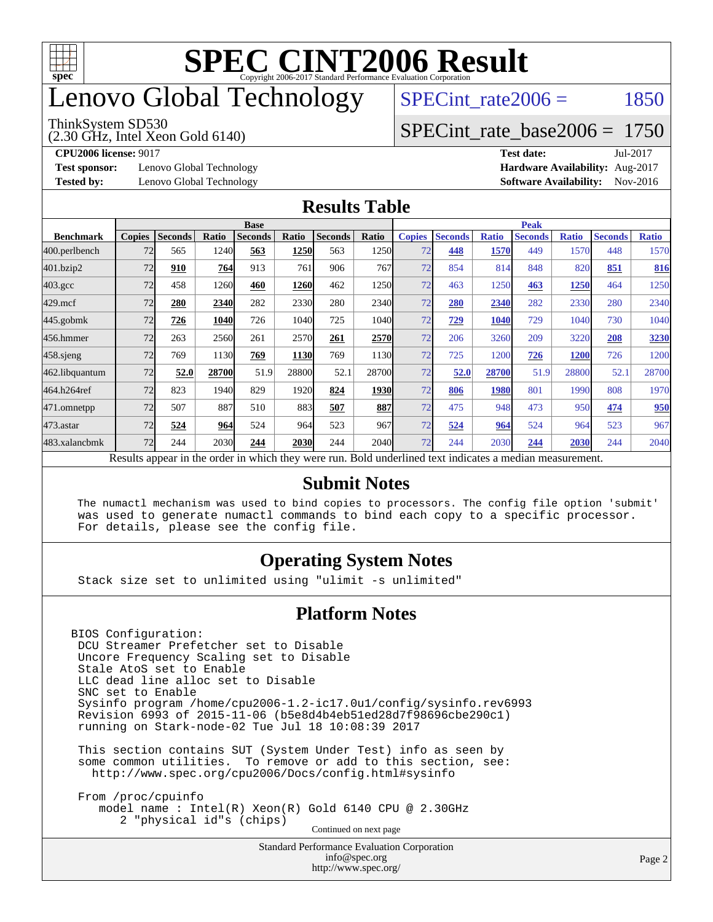# SPEC CINT2006 Result

Copyright 2006-2017 Standard Performance Evaluation Corporation

# Lenovo Global Technology

ThinkSystem SD530
(2.30 GHz, Intel Xeon Gold 6140)

SPECint_rate2006 = 1850

SPECint_rate_base2006 = 1750

**CPU2006 license:** 9017
**Test sponsor:** Lenovo Global Technology
**Tested by:** Lenovo Global Technology

**Test date:** Jul-2017
**Hardware Availability:** Aug-2017
**Software Availability:** Nov-2016

## Results Table

| | Base | | | | | | | Peak | | | | | | |
|---|---|---|---|---|---|---|---|---|---|---|---|---|---|---|
| **Benchmark** | **Copies** | **Seconds** | **Ratio** | **Seconds** | **Ratio** | **Seconds** | **Ratio** | **Copies** | **Seconds** | **Ratio** | **Seconds** | **Ratio** | **Seconds** | **Ratio** |
| 400.perlbench | 72 | 565 | 1240 | **563** | **1250** | 563 | 1250 | 72 | **448** | **1570** | 449 | 1570 | 448 | 1570 |
| 401.bzip2 | 72 | **910** | **764** | 913 | 761 | 906 | 767 | 72 | 854 | 814 | 848 | 820 | **851** | **816** |
| 403.gcc | 72 | 458 | 1260 | **460** | **1260** | 462 | 1250 | 72 | 463 | 1250 | **463** | **1250** | 464 | 1250 |
| 429.mcf | 72 | **280** | **2340** | 282 | 2330 | 280 | 2340 | 72 | **280** | **2340** | 282 | 2330 | 280 | 2340 |
| 445.gobmk | 72 | **726** | **1040** | 726 | 1040 | 725 | 1040 | 72 | **729** | **1040** | 729 | 1040 | 730 | 1040 |
| 456.hmmer | 72 | 263 | 2560 | 261 | 2570 | **261** | **2570** | 72 | 206 | 3260 | 209 | 3220 | **208** | **3230** |
| 458.sjeng | 72 | 769 | 1130 | **769** | **1130** | 769 | 1130 | 72 | 725 | 1200 | **726** | **1200** | 726 | 1200 |
| 462.libquantum | 72 | **52.0** | **28700** | 51.9 | 28800 | 52.1 | 28700 | 72 | **52.0** | **28700** | 51.9 | 28800 | 52.1 | 28700 |
| 464.h264ref | 72 | 823 | 1940 | 829 | 1920 | **824** | **1930** | 72 | **806** | **1980** | 801 | 1990 | 808 | 1970 |
| 471.omnetpp | 72 | 507 | 887 | 510 | 883 | **507** | **887** | 72 | 475 | 948 | 473 | 950 | **474** | **950** |
| 473.astar | 72 | **524** | **964** | 524 | 964 | 523 | 967 | 72 | **524** | **964** | 524 | 964 | 523 | 967 |
| 483.xalancbmk | 72 | 244 | 2030 | **244** | **2030** | 244 | 2040 | 72 | 244 | 2030 | **244** | **2030** | 244 | 2040 |

Results appear in the order in which they were run. Bold underlined text indicates a median measurement.

## Submit Notes

```
The numactl mechanism was used to bind copies to processors. The config file option 'submit'
was used to generate numactl commands to bind each copy to a specific processor.
For details, please see the config file.
```

## Operating System Notes

```
Stack size set to unlimited using "ulimit -s unlimited"
```

## Platform Notes

```
BIOS Configuration:
 DCU Streamer Prefetcher set to Disable
 Uncore Frequency Scaling set to Disable
 Stale AtoS set to Enable
 LLC dead line alloc set to Disable
 SNC set to Enable
 Sysinfo program /home/cpu2006-1.2-ic17.0u1/config/sysinfo.rev6993
 Revision 6993 of 2015-11-06 (b5e8d4b4eb51ed28d7f98696cbe290c1)
 running on Stark-node-02 Tue Jul 18 10:08:39 2017

 This section contains SUT (System Under Test) info as seen by
 some common utilities.  To remove or add to this section, see:
   http://www.spec.org/cpu2006/Docs/config.html#sysinfo

 From /proc/cpuinfo
    model name : Intel(R) Xeon(R) Gold 6140 CPU @ 2.30GHz
       2 "physical id"s (chips)
```

Continued on next page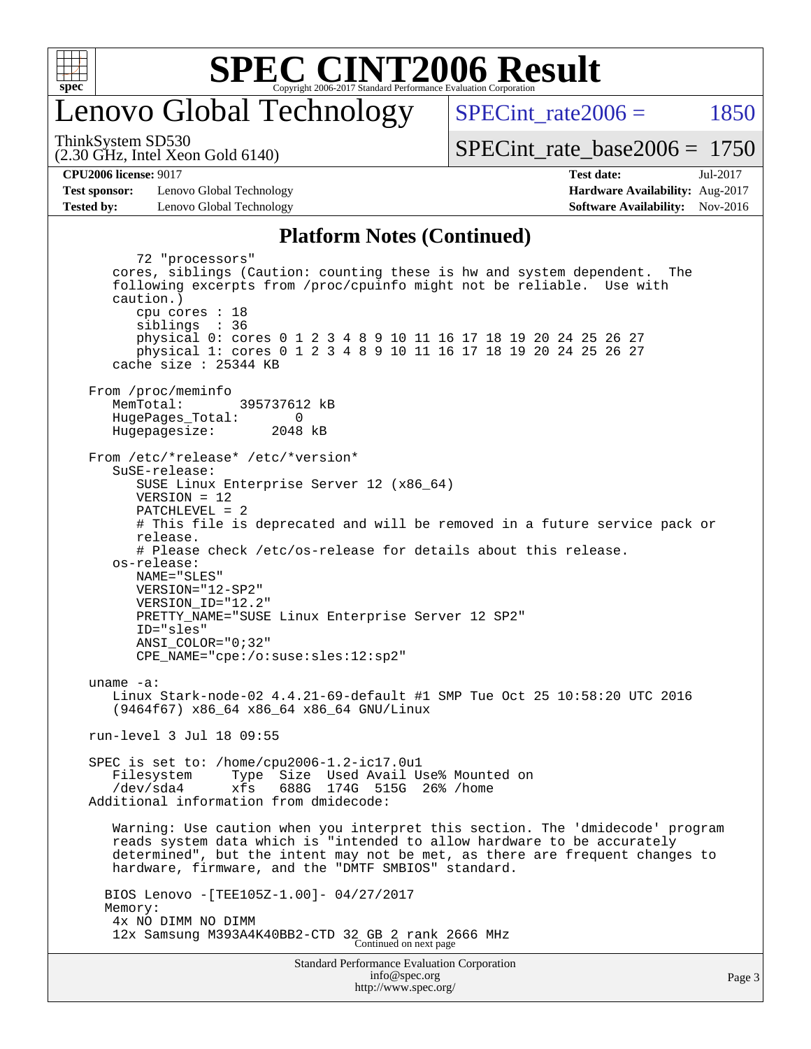# SPEC CINT2006 Result

## Lenovo Global Technology

ThinkSystem SD530
(2.30 GHz, Intel Xeon Gold 6140)

SPECint_rate2006 = 1850

SPECint_rate_base2006 = 1750

| | | | |
|---|---|---|---|
| **CPU2006 license:** 9017 | | **Test date:** | Jul-2017 |
| **Test sponsor:** | Lenovo Global Technology | **Hardware Availability:** | Aug-2017 |
| **Tested by:** | Lenovo Global Technology | **Software Availability:** | Nov-2016 |

### Platform Notes (Continued)

```
        72 "processors"
     cores, siblings (Caution: counting these is hw and system dependent.  The
     following excerpts from /proc/cpuinfo might not be reliable.  Use with
     caution.)
        cpu cores : 18
        siblings  : 36
        physical 0: cores 0 1 2 3 4 8 9 10 11 16 17 18 19 20 24 25 26 27
        physical 1: cores 0 1 2 3 4 8 9 10 11 16 17 18 19 20 24 25 26 27
     cache size : 25344 KB

  From /proc/meminfo
     MemTotal:       395737612 kB
     HugePages_Total:       0
     Hugepagesize:       2048 kB

  From /etc/*release* /etc/*version*
     SuSE-release:
        SUSE Linux Enterprise Server 12 (x86_64)
        VERSION = 12
        PATCHLEVEL = 2
        # This file is deprecated and will be removed in a future service pack or
        release.
        # Please check /etc/os-release for details about this release.
     os-release:
        NAME="SLES"
        VERSION="12-SP2"
        VERSION_ID="12.2"
        PRETTY_NAME="SUSE Linux Enterprise Server 12 SP2"
        ID="sles"
        ANSI_COLOR="0;32"
        CPE_NAME="cpe:/o:suse:sles:12:sp2"

  uname -a:
     Linux Stark-node-02 4.4.21-69-default #1 SMP Tue Oct 25 10:58:20 UTC 2016
     (9464f67) x86_64 x86_64 x86_64 GNU/Linux

  run-level 3 Jul 18 09:55

  SPEC is set to: /home/cpu2006-1.2-ic17.0u1
     Filesystem     Type  Size  Used Avail Use% Mounted on
     /dev/sda4      xfs   688G  174G  515G  26% /home
  Additional information from dmidecode:

     Warning: Use caution when you interpret this section. The 'dmidecode' program
     reads system data which is "intended to allow hardware to be accurately
     determined", but the intent may not be met, as there are frequent changes to
     hardware, firmware, and the "DMTF SMBIOS" standard.

    BIOS Lenovo -[TEE105Z-1.00]- 04/27/2017
    Memory:
     4x NO DIMM NO DIMM
     12x Samsung M393A4K40BB2-CTD 32 GB 2 rank 2666 MHz
```

Continued on next page

Standard Performance Evaluation Corporation
info@spec.org
http://www.spec.org/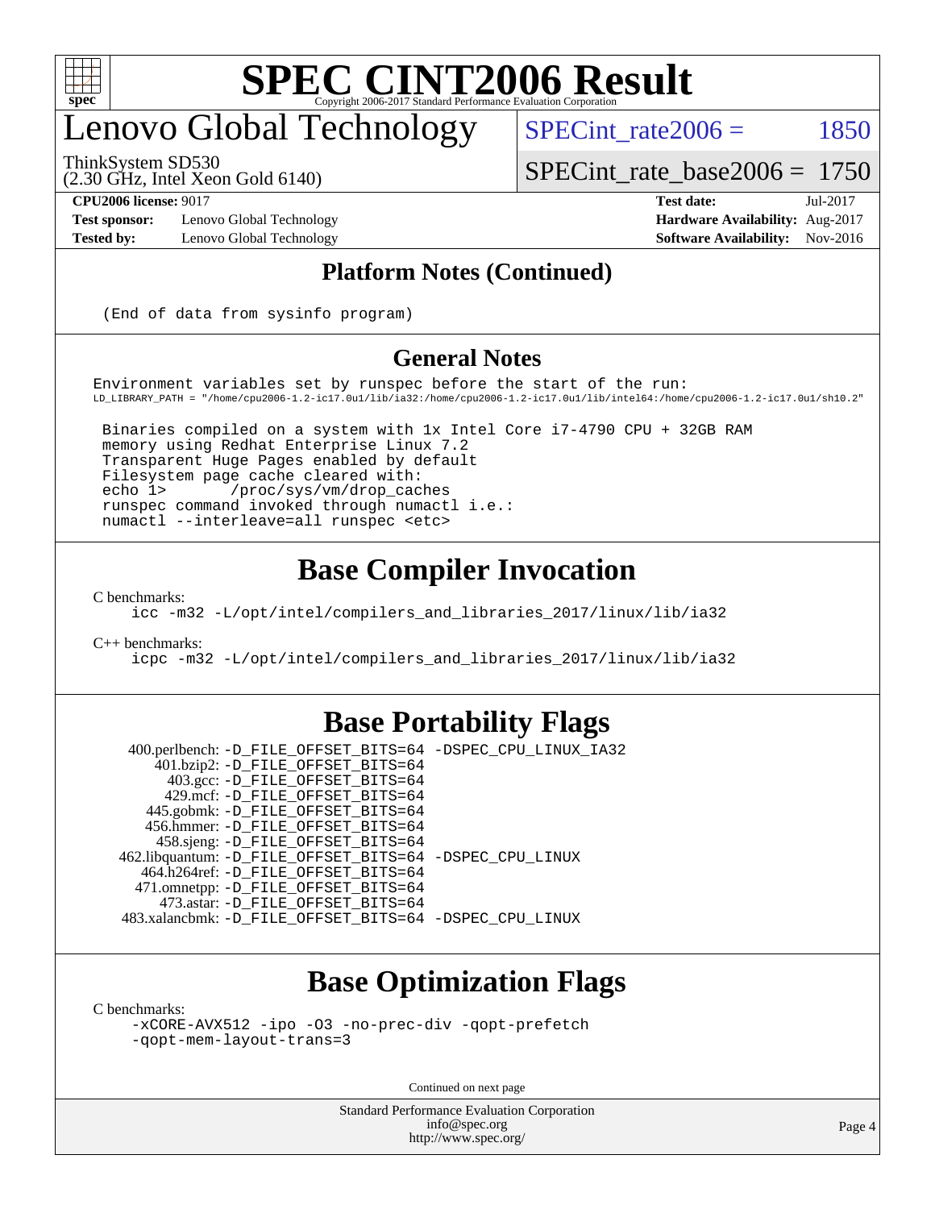# SPEC CINT2006 Result

## Lenovo Global Technology

ThinkSystem SD530
(2.30 GHz, Intel Xeon Gold 6140)

SPECint_rate2006 = 1850

SPECint_rate_base2006 = 1750

**CPU2006 license:** 9017
**Test sponsor:** Lenovo Global Technology
**Tested by:** Lenovo Global Technology

**Test date:** Jul-2017
**Hardware Availability:** Aug-2017
**Software Availability:** Nov-2016

## Platform Notes (Continued)

```
(End of data from sysinfo program)
```

## General Notes

```
Environment variables set by runspec before the start of the run:
LD_LIBRARY_PATH = "/home/cpu2006-1.2-ic17.0u1/lib/ia32:/home/cpu2006-1.2-ic17.0u1/lib/intel64:/home/cpu2006-1.2-ic17.0u1/sh10.2"

 Binaries compiled on a system with 1x Intel Core i7-4790 CPU + 32GB RAM
 memory using Redhat Enterprise Linux 7.2
 Transparent Huge Pages enabled by default
 Filesystem page cache cleared with:
 echo 1>       /proc/sys/vm/drop_caches
 runspec command invoked through numactl i.e.:
 numactl --interleave=all runspec <etc>
```

## Base Compiler Invocation

C benchmarks:
```
icc -m32 -L/opt/intel/compilers_and_libraries_2017/linux/lib/ia32
```

C++ benchmarks:
```
icpc -m32 -L/opt/intel/compilers_and_libraries_2017/linux/lib/ia32
```

## Base Portability Flags

```
   400.perlbench: -D_FILE_OFFSET_BITS=64 -DSPEC_CPU_LINUX_IA32
       401.bzip2: -D_FILE_OFFSET_BITS=64
         403.gcc: -D_FILE_OFFSET_BITS=64
         429.mcf: -D_FILE_OFFSET_BITS=64
       445.gobmk: -D_FILE_OFFSET_BITS=64
      456.hmmer: -D_FILE_OFFSET_BITS=64
       458.sjeng: -D_FILE_OFFSET_BITS=64
  462.libquantum: -D_FILE_OFFSET_BITS=64 -DSPEC_CPU_LINUX
     464.h264ref: -D_FILE_OFFSET_BITS=64
     471.omnetpp: -D_FILE_OFFSET_BITS=64
       473.astar: -D_FILE_OFFSET_BITS=64
  483.xalancbmk: -D_FILE_OFFSET_BITS=64 -DSPEC_CPU_LINUX
```

## Base Optimization Flags

C benchmarks:
```
-xCORE-AVX512 -ipo -O3 -no-prec-div -qopt-prefetch
-qopt-mem-layout-trans=3
```

Continued on next page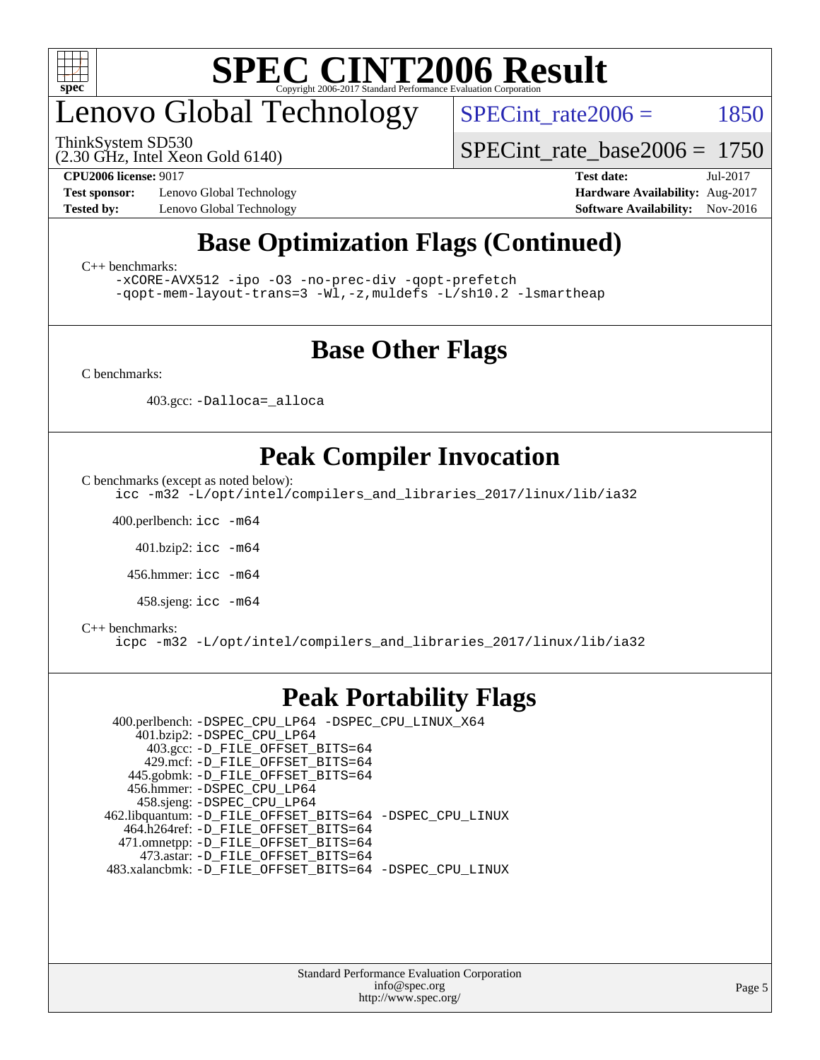## Base Optimization Flags (Continued)

C++ benchmarks:

```
-xCORE-AVX512 -ipo -O3 -no-prec-div -qopt-prefetch
-qopt-mem-layout-trans=3 -Wl,-z,muldefs -L/sh10.2 -lsmartheap
```

## Base Other Flags

C benchmarks:

403.gcc: `-Dalloca=_alloca`

## Peak Compiler Invocation

C benchmarks (except as noted below):

```
icc -m32 -L/opt/intel/compilers_and_libraries_2017/linux/lib/ia32
```

400.perlbench: `icc -m64`

401.bzip2: `icc -m64`

456.hmmer: `icc -m64`

458.sjeng: `icc -m64`

C++ benchmarks:

```
icpc -m32 -L/opt/intel/compilers_and_libraries_2017/linux/lib/ia32
```

## Peak Portability Flags

400.perlbench: `-DSPEC_CPU_LP64 -DSPEC_CPU_LINUX_X64`
401.bzip2: `-DSPEC_CPU_LP64`
403.gcc: `-D_FILE_OFFSET_BITS=64`
429.mcf: `-D_FILE_OFFSET_BITS=64`
445.gobmk: `-D_FILE_OFFSET_BITS=64`
456.hmmer: `-DSPEC_CPU_LP64`
458.sjeng: `-DSPEC_CPU_LP64`
462.libquantum: `-D_FILE_OFFSET_BITS=64 -DSPEC_CPU_LINUX`
464.h264ref: `-D_FILE_OFFSET_BITS=64`
471.omnetpp: `-D_FILE_OFFSET_BITS=64`
473.astar: `-D_FILE_OFFSET_BITS=64`
483.xalancbmk: `-D_FILE_OFFSET_BITS=64 -DSPEC_CPU_LINUX`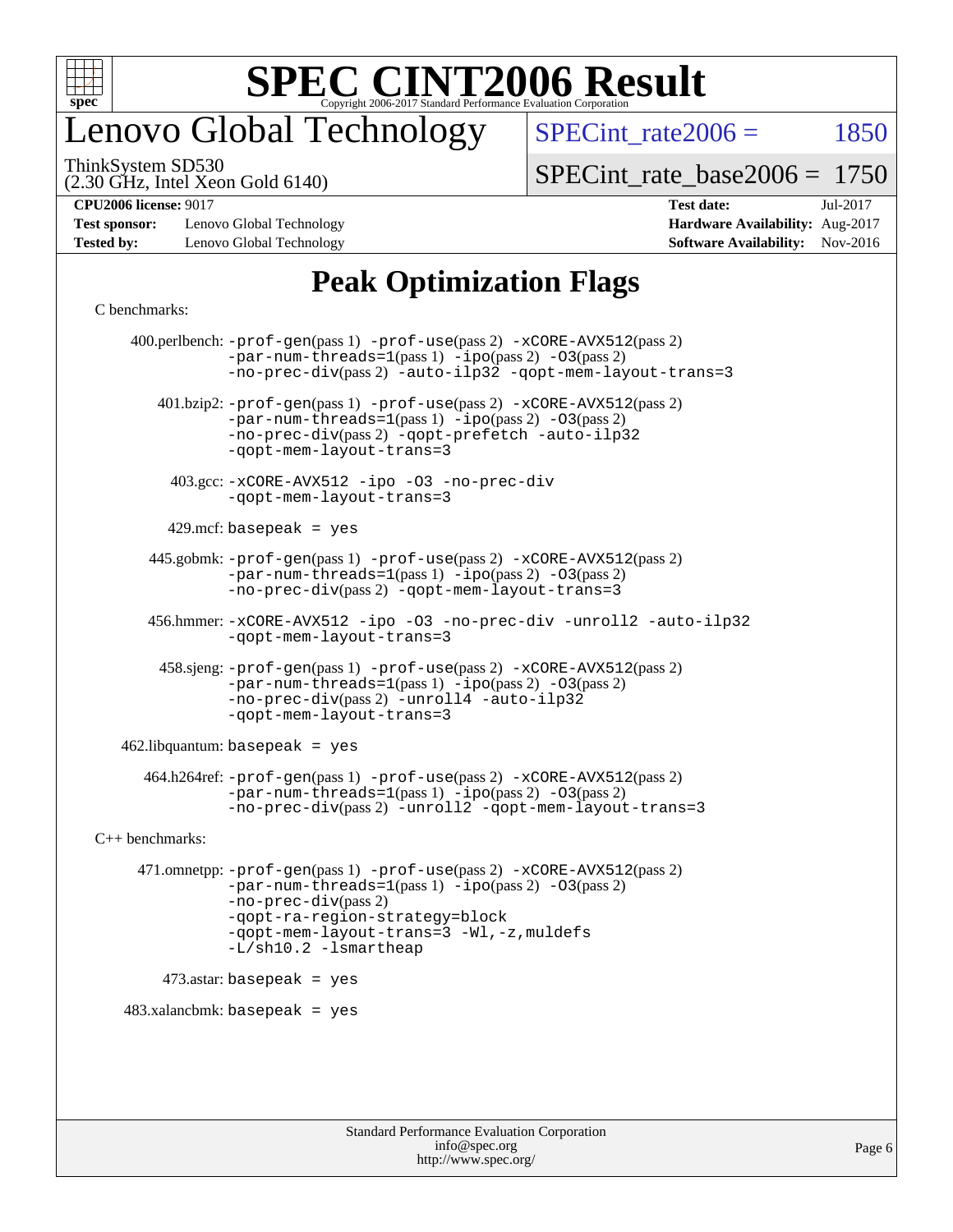# Lenovo Global Technology

ThinkSystem SD530
(2.30 GHz, Intel Xeon Gold 6140)

SPECint_rate2006 = 1850

SPECint_rate_base2006 = 1750

**CPU2006 license:** 9017
**Test sponsor:** Lenovo Global Technology
**Tested by:** Lenovo Global Technology

**Test date:** Jul-2017
**Hardware Availability:** Aug-2017
**Software Availability:** Nov-2016

## Peak Optimization Flags

C benchmarks:

400.perlbench: `-prof-gen`(pass 1) `-prof-use`(pass 2) `-xCORE-AVX512`(pass 2) `-par-num-threads=1`(pass 1) `-ipo`(pass 2) `-O3`(pass 2) `-no-prec-div`(pass 2) `-auto-ilp32` `-qopt-mem-layout-trans=3`

401.bzip2: `-prof-gen`(pass 1) `-prof-use`(pass 2) `-xCORE-AVX512`(pass 2) `-par-num-threads=1`(pass 1) `-ipo`(pass 2) `-O3`(pass 2) `-no-prec-div`(pass 2) `-qopt-prefetch` `-auto-ilp32` `-qopt-mem-layout-trans=3`

403.gcc: `-xCORE-AVX512` `-ipo` `-O3` `-no-prec-div` `-qopt-mem-layout-trans=3`

429.mcf: `basepeak = yes`

445.gobmk: `-prof-gen`(pass 1) `-prof-use`(pass 2) `-xCORE-AVX512`(pass 2) `-par-num-threads=1`(pass 1) `-ipo`(pass 2) `-O3`(pass 2) `-no-prec-div`(pass 2) `-qopt-mem-layout-trans=3`

456.hmmer: `-xCORE-AVX512` `-ipo` `-O3` `-no-prec-div` `-unroll2` `-auto-ilp32` `-qopt-mem-layout-trans=3`

458.sjeng: `-prof-gen`(pass 1) `-prof-use`(pass 2) `-xCORE-AVX512`(pass 2) `-par-num-threads=1`(pass 1) `-ipo`(pass 2) `-O3`(pass 2) `-no-prec-div`(pass 2) `-unroll4` `-auto-ilp32` `-qopt-mem-layout-trans=3`

462.libquantum: `basepeak = yes`

464.h264ref: `-prof-gen`(pass 1) `-prof-use`(pass 2) `-xCORE-AVX512`(pass 2) `-par-num-threads=1`(pass 1) `-ipo`(pass 2) `-O3`(pass 2) `-no-prec-div`(pass 2) `-unroll2` `-qopt-mem-layout-trans=3`

C++ benchmarks:

471.omnetpp: `-prof-gen`(pass 1) `-prof-use`(pass 2) `-xCORE-AVX512`(pass 2) `-par-num-threads=1`(pass 1) `-ipo`(pass 2) `-O3`(pass 2) `-no-prec-div`(pass 2) `-qopt-ra-region-strategy=block` `-qopt-mem-layout-trans=3` `-Wl,-z,muldefs` `-L/sh10.2` `-lsmartheap`

473.astar: `basepeak = yes`

483.xalancbmk: `basepeak = yes`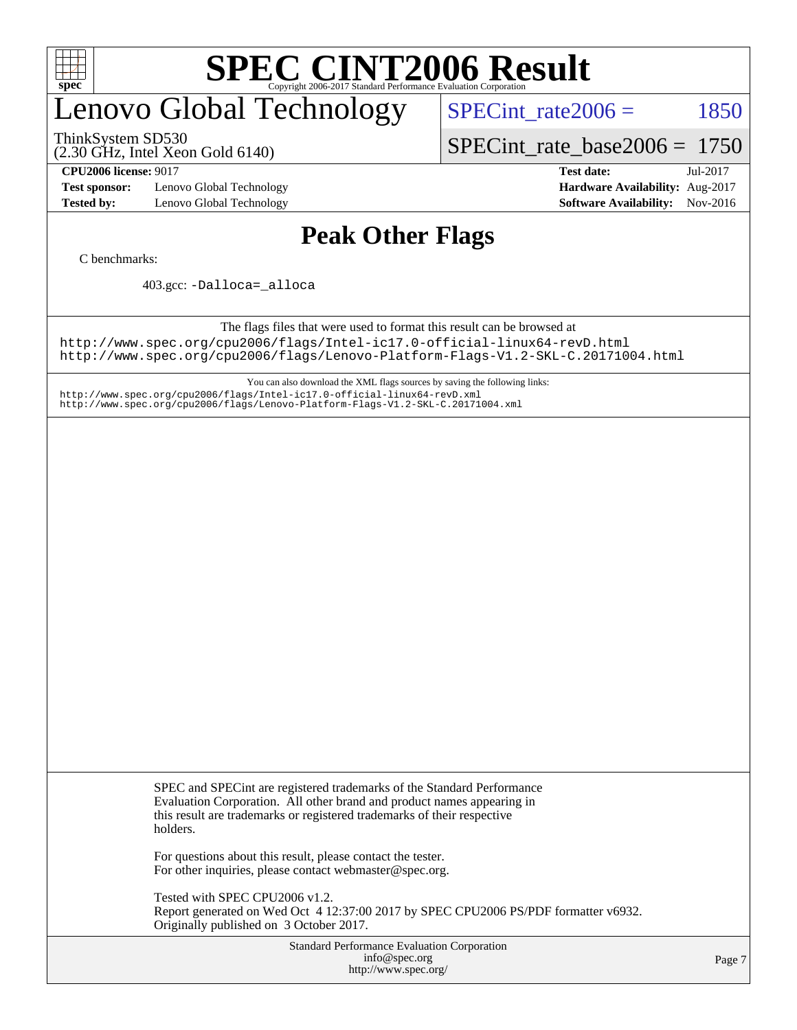# Peak Other Flags

C benchmarks:

403.gcc: -Dalloca=_alloca

The flags files that were used to format this result can be browsed at

http://www.spec.org/cpu2006/flags/Intel-ic17.0-official-linux64-revD.html
http://www.spec.org/cpu2006/flags/Lenovo-Platform-Flags-V1.2-SKL-C.20171004.html

You can also download the XML flags sources by saving the following links:

http://www.spec.org/cpu2006/flags/Intel-ic17.0-official-linux64-revD.xml
http://www.spec.org/cpu2006/flags/Lenovo-Platform-Flags-V1.2-SKL-C.20171004.xml

SPEC and SPECint are registered trademarks of the Standard Performance Evaluation Corporation. All other brand and product names appearing in this result are trademarks or registered trademarks of their respective holders.

For questions about this result, please contact the tester.
For other inquiries, please contact webmaster@spec.org.

Tested with SPEC CPU2006 v1.2.
Report generated on Wed Oct 4 12:37:00 2017 by SPEC CPU2006 PS/PDF formatter v6932.
Originally published on 3 October 2017.